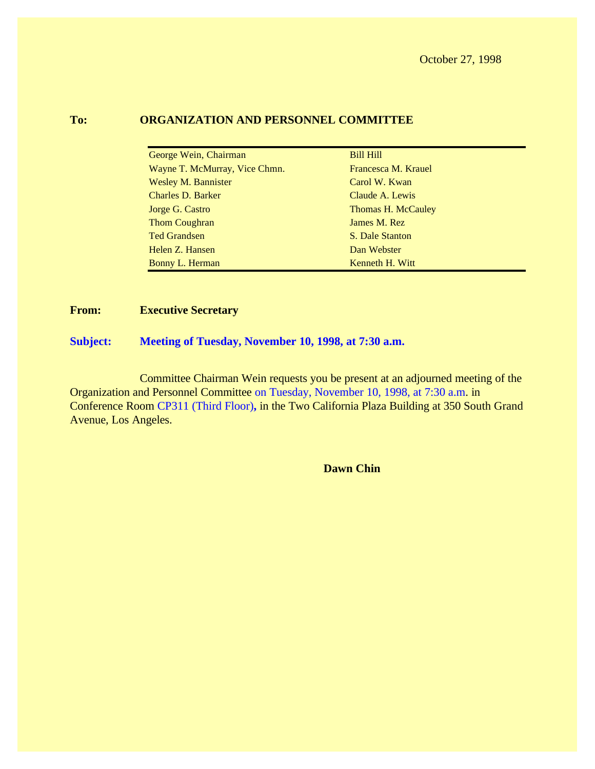October 27, 1998

**To:** **ORGANIZATION AND PERSONNEL COMMITTEE**

| | |
|---|---|
| George Wein, Chairman | Bill Hill |
| Wayne T. McMurray, Vice Chmn. | Francesca M. Krauel |
| Wesley M. Bannister | Carol W. Kwan |
| Charles D. Barker | Claude A. Lewis |
| Jorge G. Castro | Thomas H. McCauley |
| Thom Coughran | James M. Rez |
| Ted Grandsen | S. Dale Stanton |
| Helen Z. Hansen | Dan Webster |
| Bonny L. Herman | Kenneth H. Witt |

**From:** **Executive Secretary**

**Subject:** **Meeting of Tuesday, November 10, 1998, at 7:30 a.m.**

Committee Chairman Wein requests you be present at an adjourned meeting of the Organization and Personnel Committee on Tuesday, November 10, 1998, at 7:30 a.m. in Conference Room CP311 (Third Floor), in the Two California Plaza Building at 350 South Grand Avenue, Los Angeles.

**Dawn Chin**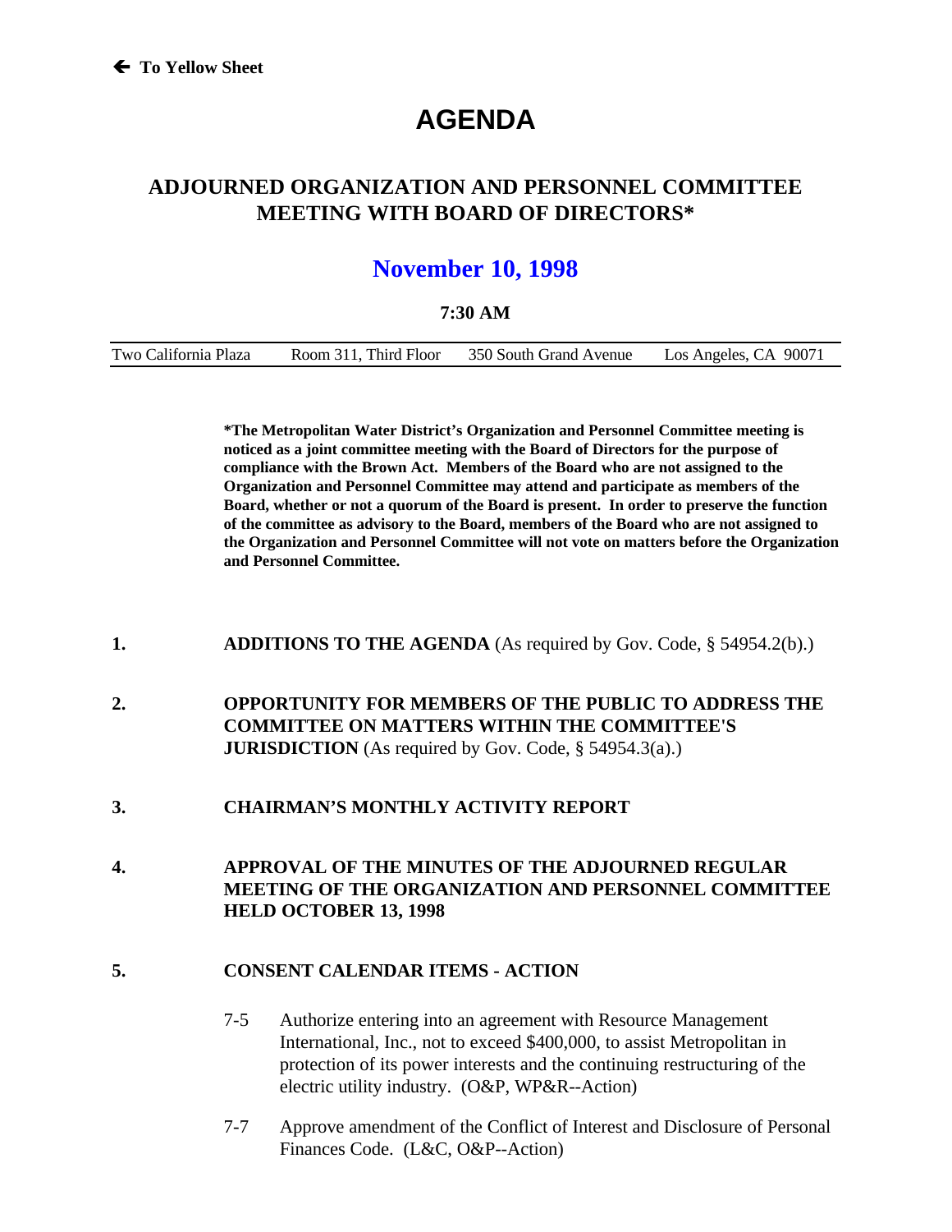← To Yellow Sheet

# AGENDA

## ADJOURNED ORGANIZATION AND PERSONNEL COMMITTEE MEETING WITH BOARD OF DIRECTORS*

## November 10, 1998

**7:30 AM**

| Two California Plaza | Room 311, Third Floor | 350 South Grand Avenue | Los Angeles, CA 90071 |
|---|---|---|---|

**\*The Metropolitan Water District's Organization and Personnel Committee meeting is noticed as a joint committee meeting with the Board of Directors for the purpose of compliance with the Brown Act. Members of the Board who are not assigned to the Organization and Personnel Committee may attend and participate as members of the Board, whether or not a quorum of the Board is present. In order to preserve the function of the committee as advisory to the Board, members of the Board who are not assigned to the Organization and Personnel Committee will not vote on matters before the Organization and Personnel Committee.**

1. **ADDITIONS TO THE AGENDA** (As required by Gov. Code, § 54954.2(b).)

2. **OPPORTUNITY FOR MEMBERS OF THE PUBLIC TO ADDRESS THE COMMITTEE ON MATTERS WITHIN THE COMMITTEE'S JURISDICTION** (As required by Gov. Code, § 54954.3(a).)

3. **CHAIRMAN'S MONTHLY ACTIVITY REPORT**

4. **APPROVAL OF THE MINUTES OF THE ADJOURNED REGULAR MEETING OF THE ORGANIZATION AND PERSONNEL COMMITTEE HELD OCTOBER 13, 1998**

5. **CONSENT CALENDAR ITEMS - ACTION**

   7-5 Authorize entering into an agreement with Resource Management International, Inc., not to exceed $400,000, to assist Metropolitan in protection of its power interests and the continuing restructuring of the electric utility industry. (O&P, WP&R--Action)

   7-7 Approve amendment of the Conflict of Interest and Disclosure of Personal Finances Code. (L&C, O&P--Action)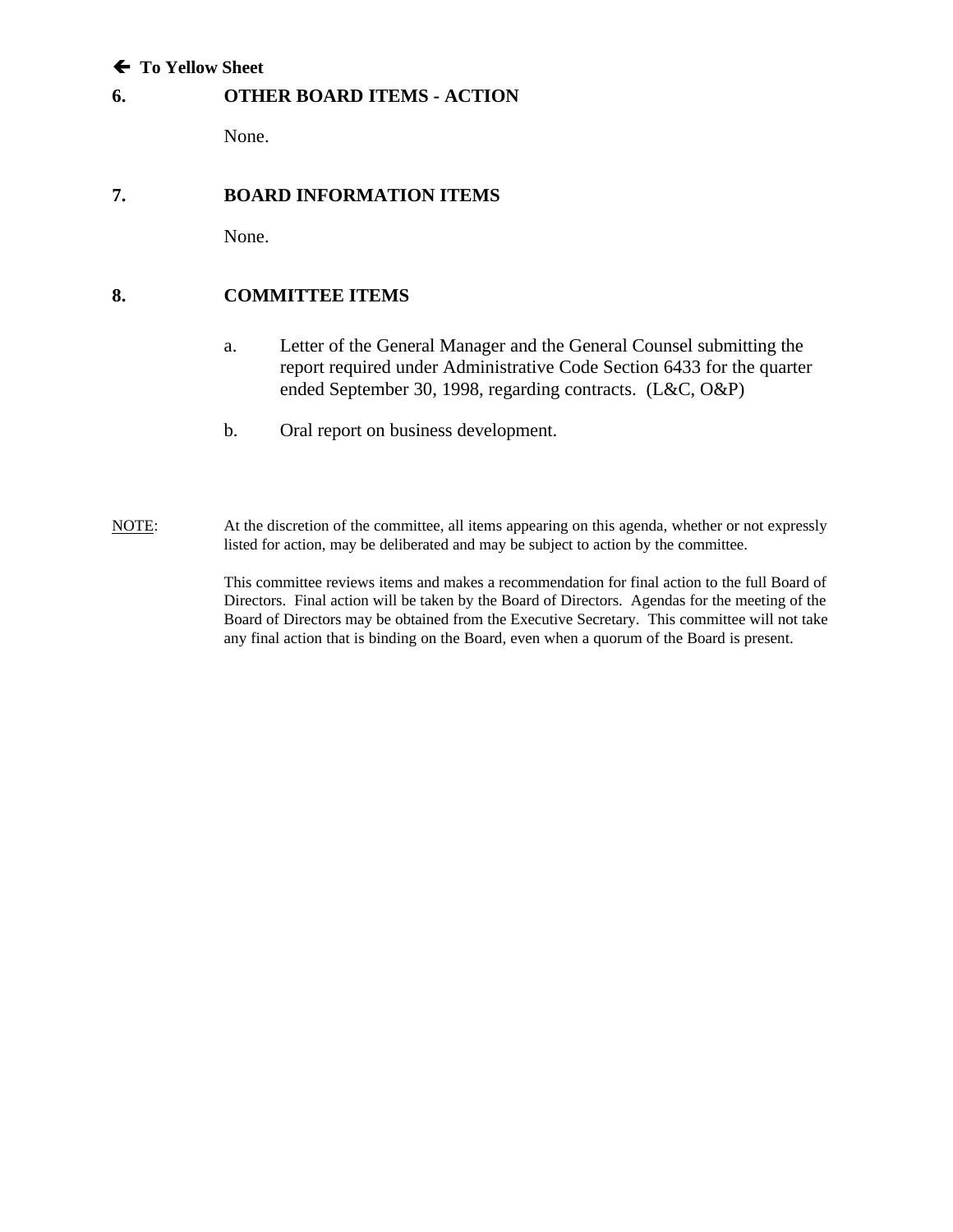← **To Yellow Sheet**

**6. OTHER BOARD ITEMS - ACTION**

None.

**7. BOARD INFORMATION ITEMS**

None.

**8. COMMITTEE ITEMS**

a. Letter of the General Manager and the General Counsel submitting the report required under Administrative Code Section 6433 for the quarter ended September 30, 1998, regarding contracts. (L&C, O&P)

b. Oral report on business development.

NOTE: At the discretion of the committee, all items appearing on this agenda, whether or not expressly listed for action, may be deliberated and may be subject to action by the committee.

This committee reviews items and makes a recommendation for final action to the full Board of Directors. Final action will be taken by the Board of Directors. Agendas for the meeting of the Board of Directors may be obtained from the Executive Secretary. This committee will not take any final action that is binding on the Board, even when a quorum of the Board is present.